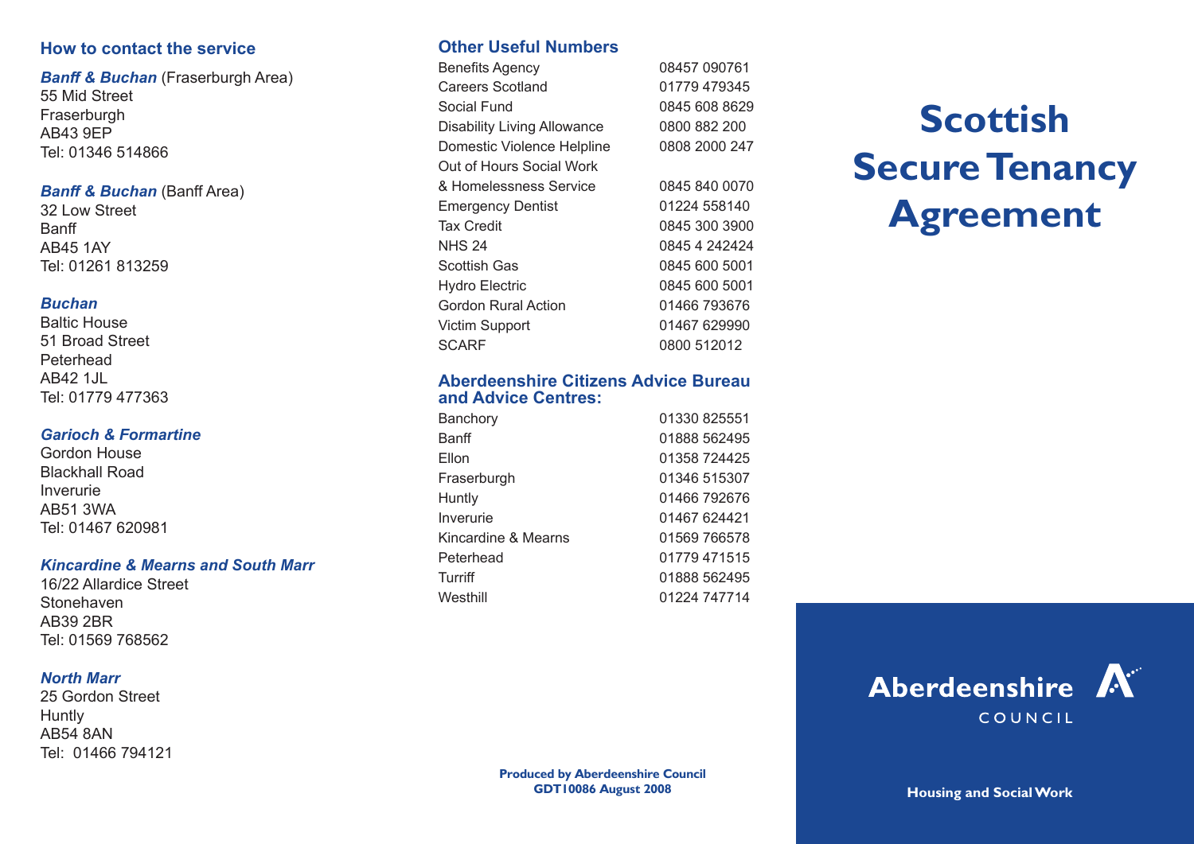## How to contact the service

***Banff & Buchan*** (Fraserburgh Area)
55 Mid Street
Fraserburgh
AB43 9EP
Tel: 01346 514866

***Banff & Buchan*** (Banff Area)
32 Low Street
Banff
AB45 1AY
Tel: 01261 813259

***Buchan***
Baltic House
51 Broad Street
Peterhead
AB42 1JL
Tel: 01779 477363

***Garioch & Formartine***
Gordon House
Blackhall Road
Inverurie
AB51 3WA
Tel: 01467 620981

***Kincardine & Mearns and South Marr***
16/22 Allardice Street
Stonehaven
AB39 2BR
Tel: 01569 768562

***North Marr***
25 Gordon Street
Huntly
AB54 8AN
Tel: 01466 794121

## Other Useful Numbers

| | |
|---|---|
| Benefits Agency | 08457 090761 |
| Careers Scotland | 01779 479345 |
| Social Fund | 0845 608 8629 |
| Disability Living Allowance | 0800 882 200 |
| Domestic Violence Helpline | 0808 2000 247 |
| Out of Hours Social Work & Homelessness Service | 0845 840 0070 |
| Emergency Dentist | 01224 558140 |
| Tax Credit | 0845 300 3900 |
| NHS 24 | 0845 4 242424 |
| Scottish Gas | 0845 600 5001 |
| Hydro Electric | 0845 600 5001 |
| Gordon Rural Action | 01466 793676 |
| Victim Support | 01467 629990 |
| SCARF | 0800 512012 |

## Aberdeenshire Citizens Advice Bureau and Advice Centres:

| | |
|---|---|
| Banchory | 01330 825551 |
| Banff | 01888 562495 |
| Ellon | 01358 724425 |
| Fraserburgh | 01346 515307 |
| Huntly | 01466 792676 |
| Inverurie | 01467 624421 |
| Kincardine & Mearns | 01569 766578 |
| Peterhead | 01779 471515 |
| Turriff | 01888 562495 |
| Westhill | 01224 747714 |

**Produced by Aberdeenshire Council**
**GDT10086 August 2008**

# Scottish Secure Tenancy Agreement

Aberdeenshire
COUNCIL

**Housing and Social Work**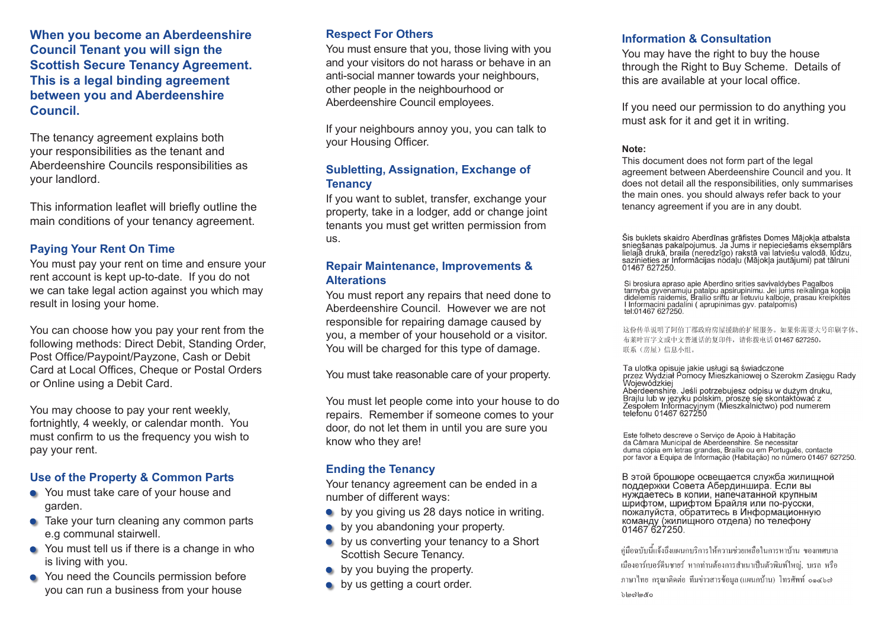**When you become an Aberdeenshire Council Tenant you will sign the Scottish Secure Tenancy Agreement. This is a legal binding agreement between you and Aberdeenshire Council.**

The tenancy agreement explains both your responsibilities as the tenant and Aberdeenshire Councils responsibilities as your landlord.

This information leaflet will briefly outline the main conditions of your tenancy agreement.

## Paying Your Rent On Time

You must pay your rent on time and ensure your rent account is kept up-to-date. If you do not we can take legal action against you which may result in losing your home.

You can choose how you pay your rent from the following methods: Direct Debit, Standing Order, Post Office/Paypoint/Payzone, Cash or Debit Card at Local Offices, Cheque or Postal Orders or Online using a Debit Card.

You may choose to pay your rent weekly, fortnightly, 4 weekly, or calendar month. You must confirm to us the frequency you wish to pay your rent.

## Use of the Property & Common Parts

- You must take care of your house and garden.
- Take your turn cleaning any common parts e.g communal stairwell.
- You must tell us if there is a change in who is living with you.
- You need the Councils permission before you can run a business from your house

## Respect For Others

You must ensure that you, those living with you and your visitors do not harass or behave in an anti-social manner towards your neighbours, other people in the neighbourhood or Aberdeenshire Council employees.

If your neighbours annoy you, you can talk to your Housing Officer.

## Subletting, Assignation, Exchange of Tenancy

If you want to sublet, transfer, exchange your property, take in a lodger, add or change joint tenants you must get written permission from us.

## Repair Maintenance, Improvements & Alterations

You must report any repairs that need done to Aberdeenshire Council. However we are not responsible for repairing damage caused by you, a member of your household or a visitor. You will be charged for this type of damage.

You must take reasonable care of your property.

You must let people come into your house to do repairs. Remember if someone comes to your door, do not let them in until you are sure you know who they are!

## Ending the Tenancy

Your tenancy agreement can be ended in a number of different ways:

- by you giving us 28 days notice in writing.
- by you abandoning your property.
- by us converting your tenancy to a Short Scottish Secure Tenancy.
- by you buying the property.
- by us getting a court order.

## Information & Consultation

You may have the right to buy the house through the Right to Buy Scheme. Details of this are available at your local office.

If you need our permission to do anything you must ask for it and get it in writing.

**Note:**

This document does not form part of the legal agreement between Aberdeenshire Council and you. It does not detail all the responsibilities, only summarises the main ones. you should always refer back to your tenancy agreement if you are in any doubt.

Šis buklets skaidro Aberdīnas grāfistes Domes Mājokļa atbalsta sniegšanas pakalpojumus. Ja Jums ir nepieciešams eksemplārs lielajā drukā, braila (neredzīgo) rakstā vai latviešu valodā, lūdzu, sazinieties ar Informācijas nodaļu (Mājokļa jautājumi) pat tālruni 01467 627250.

Si brosiura apraso apie Aberdino srities savivaldybes Pagalbos tarnyba gyvenamuju patalpu apsirupinimu. Jei jums reikalinga kopija didelemis raidemis, Brailio sriftu ar lietuviu kalboje, prasau kreipkites I Informacini padalini ( aprupinimas gyv. patalpomis) tel:01467 627250.

这份传单说明了阿伯丁郡政府房屋援助的扩展服务。如果你需要大号印刷字体、布莱叶盲字文或中文普通话的复印件，请你拨电话 01467 627250，联系（房屋）信息小组。

Ta ulotka opisuje jakie usługi są świadczone przez Wydział Pomocy Mieszkaniowej o Szerokm Zasięgu Rady Wojewódzkiej Aberdeenshire. Jeśli potrzebujesz odpisu w dużym druku, Brajlu lub w języku polskim, proszę się skontaktować z Zespołem Informacyjnym (Mieszkalnictwo) pod numerem telefonu 01467 627250

Este folheto descreve o Serviço de Apoio à Habitação da Câmara Municipal de Aberdeenshire. Se necessitar duma cópia em letras grandes, Braille ou em Português, contacte por favor a Equipa de Informação (Habitação) no número 01467 627250.

В этой брошюре освещается служба жилищной поддержки Совета Абердиншира. Если вы нуждаетесь в копии, напечатанной крупным шрифтом, шрифтом Брайля или по-русски, пожалуйста, обратитесь в Информационную команду (жилищного отдела) по телефону 01467 627250.

คู่มือฉบับนี้แจ้งถึงแผนกบริการให้ความช่วยเหลือในการหาบ้าน ของเทศบาลเมืองอาร์เบอร์ดีนชายร์ หากท่านต้องการสำเนาเป็นตัวพิมพ์ใหญ่, บเรล หรือภาษาไทย กรุณาติดต่อ ทีมข่าวสารข้อมูล (แผนกบ้าน) โทรศัพท์ ๐๑๔๖๗ ๖๒๗๒๕๐